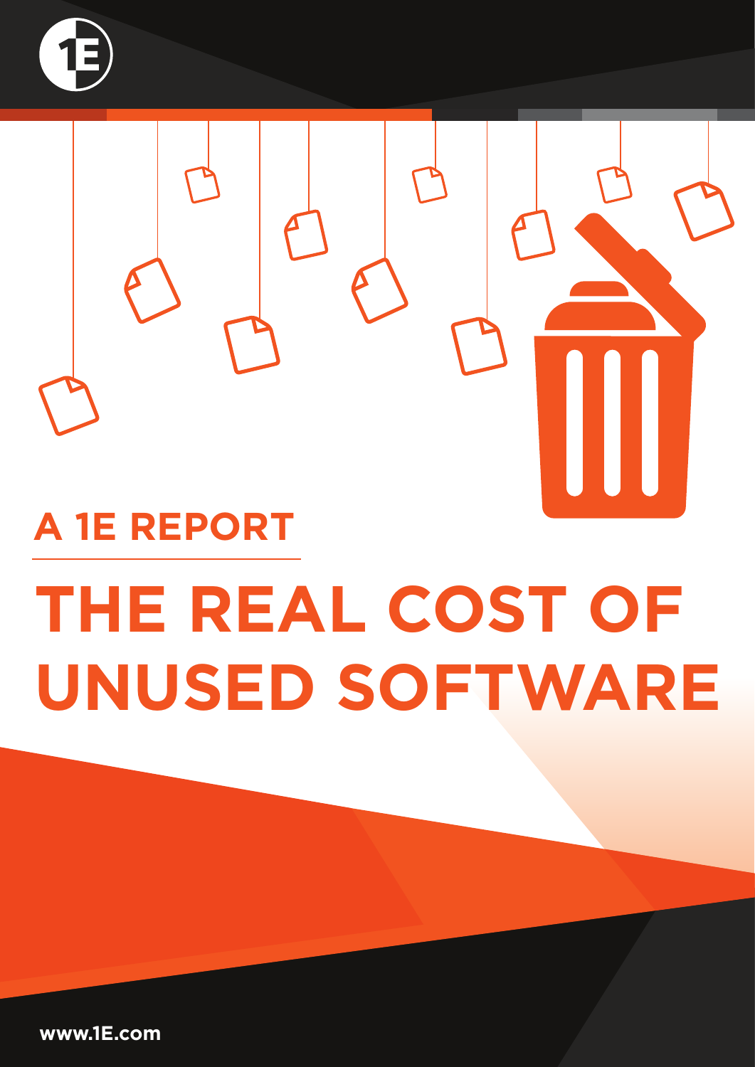## A 1E REPORT

# THE REAL COST OF UNUSED SOFTWARE

www.1E.com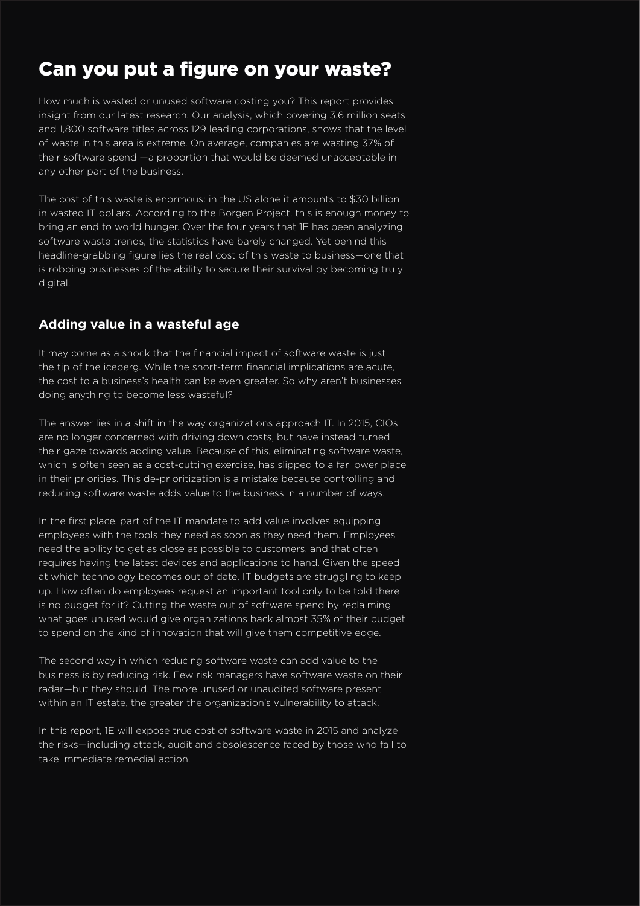# Can you put a figure on your waste?

How much is wasted or unused software costing you? This report provides insight from our latest research. Our analysis, which covering 3.6 million seats and 1,800 software titles across 129 leading corporations, shows that the level of waste in this area is extreme. On average, companies are wasting 37% of their software spend —a proportion that would be deemed unacceptable in any other part of the business.

The cost of this waste is enormous: in the US alone it amounts to $30 billion in wasted IT dollars. According to the Borgen Project, this is enough money to bring an end to world hunger. Over the four years that 1E has been analyzing software waste trends, the statistics have barely changed. Yet behind this headline-grabbing figure lies the real cost of this waste to business—one that is robbing businesses of the ability to secure their survival by becoming truly digital.

## Adding value in a wasteful age

It may come as a shock that the financial impact of software waste is just the tip of the iceberg. While the short-term financial implications are acute, the cost to a business's health can be even greater. So why aren't businesses doing anything to become less wasteful?

The answer lies in a shift in the way organizations approach IT. In 2015, CIOs are no longer concerned with driving down costs, but have instead turned their gaze towards adding value. Because of this, eliminating software waste, which is often seen as a cost-cutting exercise, has slipped to a far lower place in their priorities. This de-prioritization is a mistake because controlling and reducing software waste adds value to the business in a number of ways.

In the first place, part of the IT mandate to add value involves equipping employees with the tools they need as soon as they need them. Employees need the ability to get as close as possible to customers, and that often requires having the latest devices and applications to hand. Given the speed at which technology becomes out of date, IT budgets are struggling to keep up. How often do employees request an important tool only to be told there is no budget for it? Cutting the waste out of software spend by reclaiming what goes unused would give organizations back almost 35% of their budget to spend on the kind of innovation that will give them competitive edge.

The second way in which reducing software waste can add value to the business is by reducing risk. Few risk managers have software waste on their radar—but they should. The more unused or unaudited software present within an IT estate, the greater the organization's vulnerability to attack.

In this report, 1E will expose true cost of software waste in 2015 and analyze the risks—including attack, audit and obsolescence faced by those who fail to take immediate remedial action.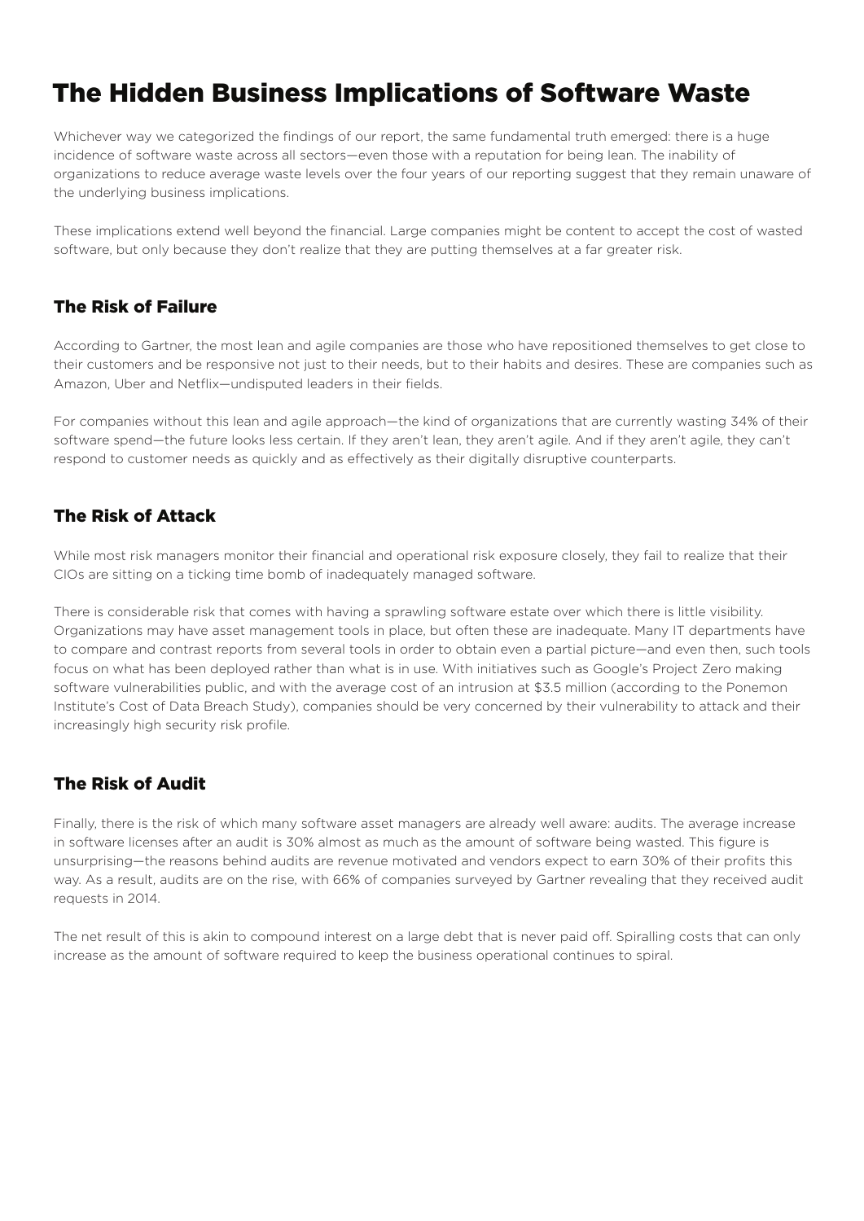# The Hidden Business Implications of Software Waste

Whichever way we categorized the findings of our report, the same fundamental truth emerged: there is a huge incidence of software waste across all sectors—even those with a reputation for being lean. The inability of organizations to reduce average waste levels over the four years of our reporting suggest that they remain unaware of the underlying business implications.

These implications extend well beyond the financial. Large companies might be content to accept the cost of wasted software, but only because they don't realize that they are putting themselves at a far greater risk.

## The Risk of Failure

According to Gartner, the most lean and agile companies are those who have repositioned themselves to get close to their customers and be responsive not just to their needs, but to their habits and desires. These are companies such as Amazon, Uber and Netflix—undisputed leaders in their fields.

For companies without this lean and agile approach—the kind of organizations that are currently wasting 34% of their software spend—the future looks less certain. If they aren't lean, they aren't agile. And if they aren't agile, they can't respond to customer needs as quickly and as effectively as their digitally disruptive counterparts.

## The Risk of Attack

While most risk managers monitor their financial and operational risk exposure closely, they fail to realize that their CIOs are sitting on a ticking time bomb of inadequately managed software.

There is considerable risk that comes with having a sprawling software estate over which there is little visibility. Organizations may have asset management tools in place, but often these are inadequate. Many IT departments have to compare and contrast reports from several tools in order to obtain even a partial picture—and even then, such tools focus on what has been deployed rather than what is in use. With initiatives such as Google's Project Zero making software vulnerabilities public, and with the average cost of an intrusion at $3.5 million (according to the Ponemon Institute's Cost of Data Breach Study), companies should be very concerned by their vulnerability to attack and their increasingly high security risk profile.

## The Risk of Audit

Finally, there is the risk of which many software asset managers are already well aware: audits. The average increase in software licenses after an audit is 30% almost as much as the amount of software being wasted. This figure is unsurprising—the reasons behind audits are revenue motivated and vendors expect to earn 30% of their profits this way. As a result, audits are on the rise, with 66% of companies surveyed by Gartner revealing that they received audit requests in 2014.

The net result of this is akin to compound interest on a large debt that is never paid off. Spiralling costs that can only increase as the amount of software required to keep the business operational continues to spiral.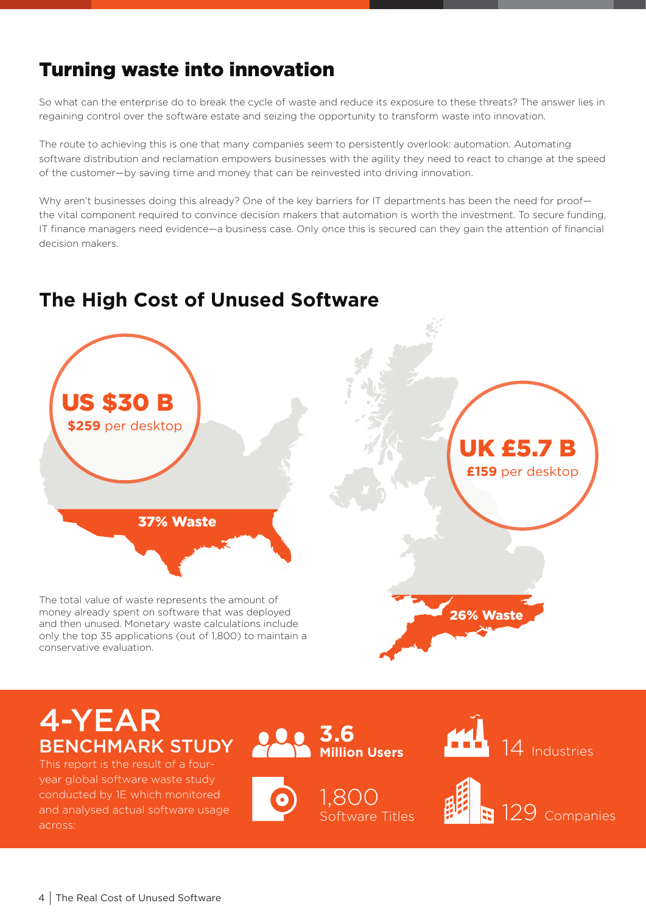## Turning waste into innovation

So what can the enterprise do to break the cycle of waste and reduce its exposure to these threats? The answer lies in regaining control over the software estate and seizing the opportunity to transform waste into innovation.

The route to achieving this is one that many companies seem to persistently overlook: automation. Automating software distribution and reclamation empowers businesses with the agility they need to react to change at the speed of the customer—by saving time and money that can be reinvested into driving innovation.

Why aren't businesses doing this already? One of the key barriers for IT departments has been the need for proof—the vital component required to convince decision makers that automation is worth the investment. To secure funding, IT finance managers need evidence—a business case. Only once this is secured can they gain the attention of financial decision makers.

## The High Cost of Unused Software

**US $30 B**
**$259** per desktop

**37% Waste**

**UK £5.7 B**
**£159** per desktop

**26% Waste**

The total value of waste represents the amount of money already spent on software that was deployed and then unused. Monetary waste calculations include only the top 35 applications (out of 1,800) to maintain a conservative evaluation.

## 4-YEAR BENCHMARK STUDY

This report is the result of a four-year global software waste study conducted by 1E which monitored and analysed actual software usage across:

- **3.6 Million Users**
- 1,800 Software Titles
- 14 Industries
- 129 Companies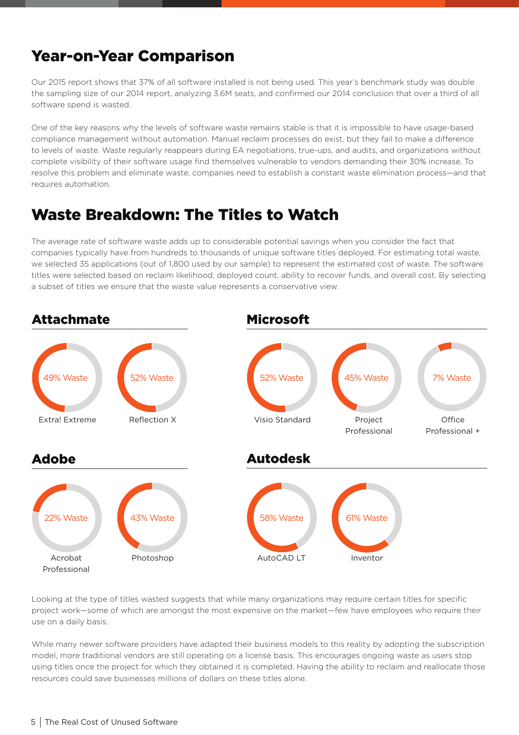## Year-on-Year Comparison

Our 2015 report shows that 37% of all software installed is not being used. This year's benchmark study was double the sampling size of our 2014 report, analyzing 3.6M seats, and confirmed our 2014 conclusion that over a third of all software spend is wasted.

One of the key reasons why the levels of software waste remains stable is that it is impossible to have usage-based compliance management without automation. Manual reclaim processes do exist, but they fail to make a difference to levels of waste. Waste regularly reappears during EA negotiations, true-ups, and audits, and organizations without complete visibility of their software usage find themselves vulnerable to vendors demanding their 30% increase. To resolve this problem and eliminate waste, companies need to establish a constant waste elimination process—and that requires automation.

## Waste Breakdown: The Titles to Watch

The average rate of software waste adds up to considerable potential savings when you consider the fact that companies typically have from hundreds to thousands of unique software titles deployed. For estimating total waste, we selected 35 applications (out of 1,800 used by our sample) to represent the estimated cost of waste. The software titles were selected based on reclaim likelihood, deployed count, ability to recover funds, and overall cost. By selecting a subset of titles we ensure that the waste value represents a conservative view.

### Attachmate

- 49% Waste — Extra! Extreme
- 52% Waste — Reflection X

### Microsoft

- 52% Waste — Visio Standard
- 45% Waste — Project Professional
- 7% Waste — Office Professional +

### Adobe

- 22% Waste — Acrobat Professional
- 43% Waste — Photoshop

### Autodesk

- 58% Waste — AutoCAD LT
- 61% Waste — Inventor

Looking at the type of titles wasted suggests that while many organizations may require certain titles for specific project work—some of which are amongst the most expensive on the market—few have employees who require their use on a daily basis.

While many newer software providers have adapted their business models to this reality by adopting the subscription model, more traditional vendors are still operating on a license basis. This encourages ongoing waste as users stop using titles once the project for which they obtained it is completed. Having the ability to reclaim and reallocate those resources could save businesses millions of dollars on these titles alone.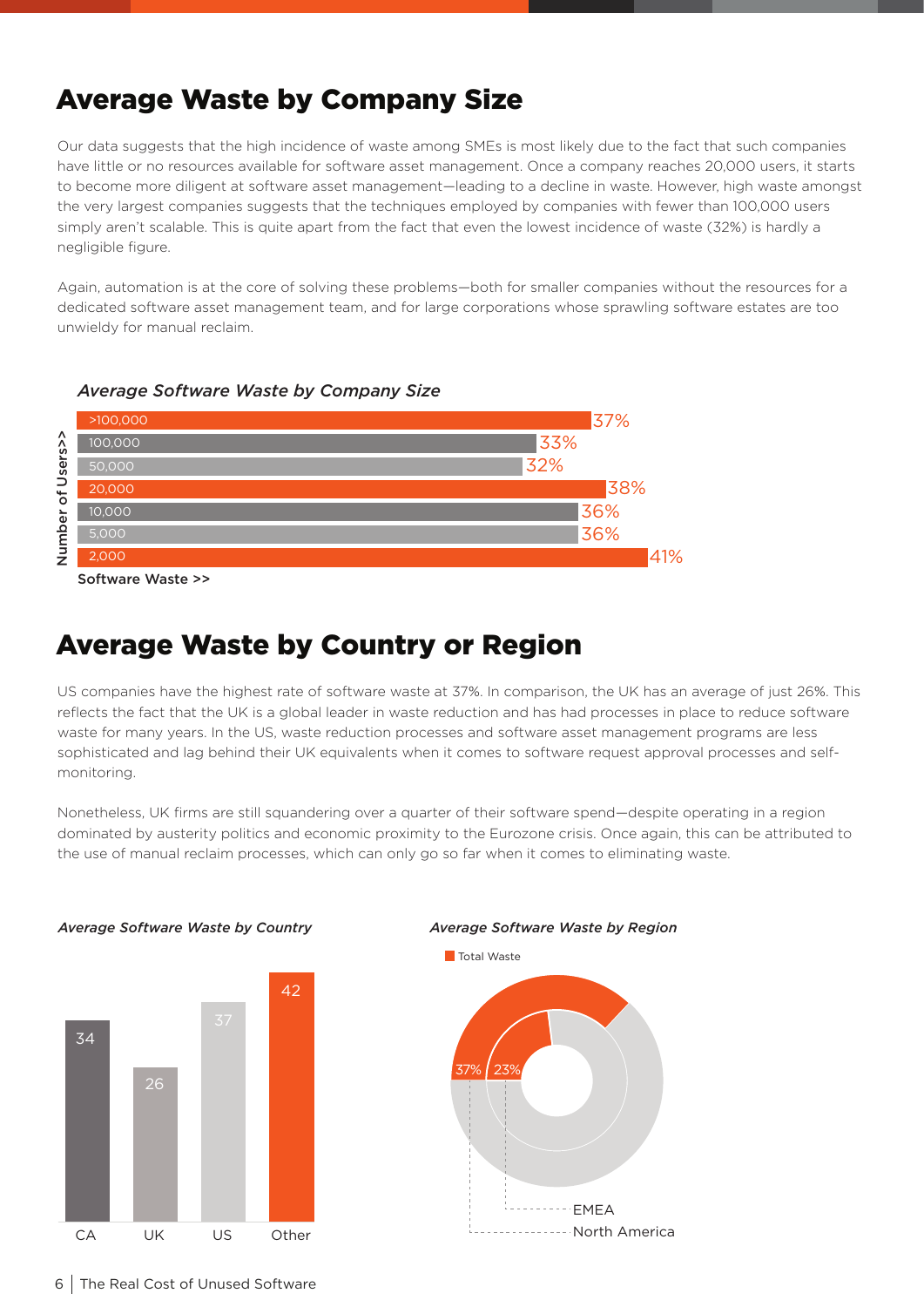## Average Waste by Company Size

Our data suggests that the high incidence of waste among SMEs is most likely due to the fact that such companies have little or no resources available for software asset management. Once a company reaches 20,000 users, it starts to become more diligent at software asset management—leading to a decline in waste. However, high waste amongst the very largest companies suggests that the techniques employed by companies with fewer than 100,000 users simply aren't scalable. This is quite apart from the fact that even the lowest incidence of waste (32%) is hardly a negligible figure.

Again, automation is at the core of solving these problems—both for smaller companies without the resources for a dedicated software asset management team, and for large corporations whose sprawling software estates are too unwieldy for manual reclaim.

*Average Software Waste by Company Size*

| Number of Users>> | Software Waste >> |
|---|---|
| >100,000 | 37% |
| 100,000 | 33% |
| 50,000 | 32% |
| 20,000 | 38% |
| 10,000 | 36% |
| 5,000 | 36% |
| 2,000 | 41% |

## Average Waste by Country or Region

US companies have the highest rate of software waste at 37%. In comparison, the UK has an average of just 26%. This reflects the fact that the UK is a global leader in waste reduction and has had processes in place to reduce software waste for many years. In the US, waste reduction processes and software asset management programs are less sophisticated and lag behind their UK equivalents when it comes to software request approval processes and self-monitoring.

Nonetheless, UK firms are still squandering over a quarter of their software spend—despite operating in a region dominated by austerity politics and economic proximity to the Eurozone crisis. Once again, this can be attributed to the use of manual reclaim processes, which can only go so far when it comes to eliminating waste.

*Average Software Waste by Country*

| Country | Waste |
|---|---|
| CA | 34 |
| UK | 26 |
| US | 37 |
| Other | 42 |

*Average Software Waste by Region*

| Region | Total Waste |
|---|---|
| North America | 37% |
| EMEA | 23% |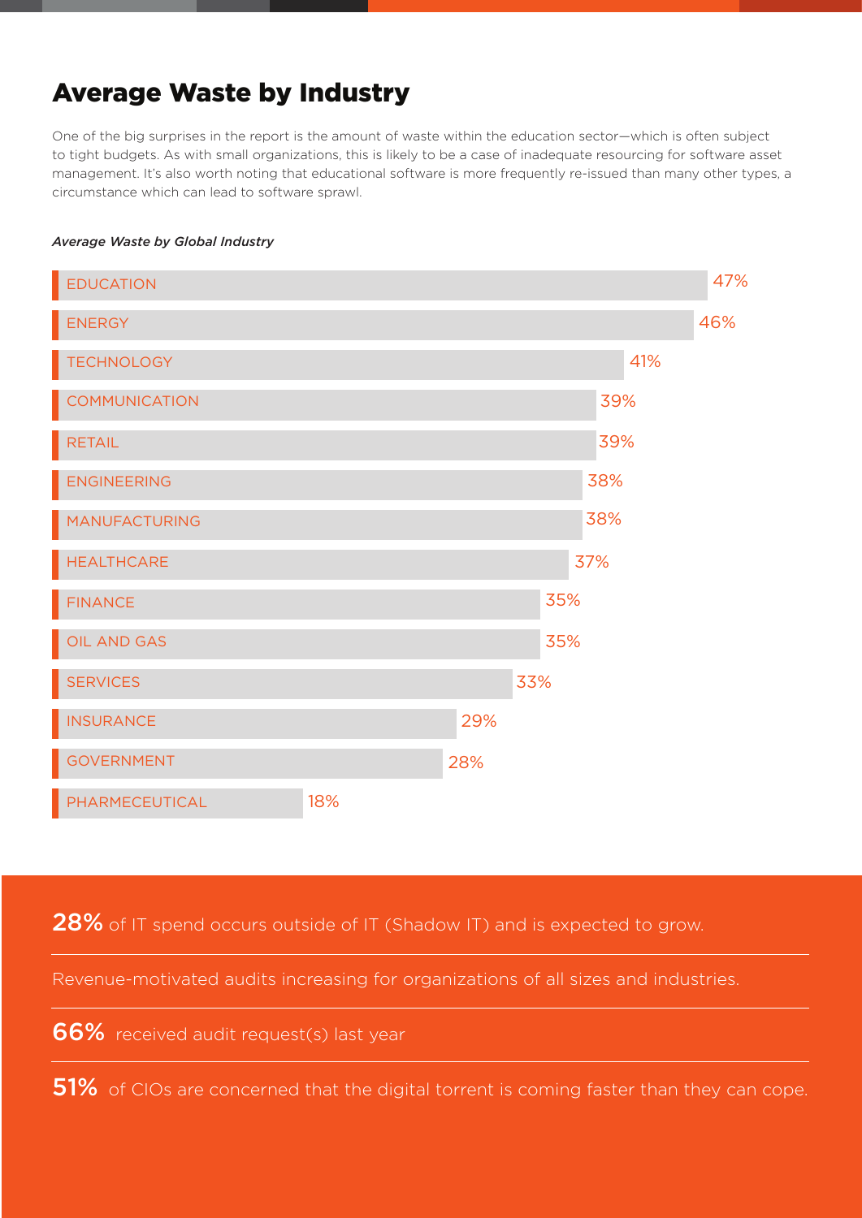## Average Waste by Industry

One of the big surprises in the report is the amount of waste within the education sector—which is often subject to tight budgets. As with small organizations, this is likely to be a case of inadequate resourcing for software asset management. It's also worth noting that educational software is more frequently re-issued than many other types, a circumstance which can lead to software sprawl.

*Average Waste by Global Industry*

| Industry | Average Waste |
|---|---|
| EDUCATION | 47% |
| ENERGY | 46% |
| TECHNOLOGY | 41% |
| COMMUNICATION | 39% |
| RETAIL | 39% |
| ENGINEERING | 38% |
| MANUFACTURING | 38% |
| HEALTHCARE | 37% |
| FINANCE | 35% |
| OIL AND GAS | 35% |
| SERVICES | 33% |
| INSURANCE | 29% |
| GOVERNMENT | 28% |
| PHARMECEUTICAL | 18% |

**28%** of IT spend occurs outside of IT (Shadow IT) and is expected to grow.

Revenue-motivated audits increasing for organizations of all sizes and industries.

**66%** received audit request(s) last year

**51%** of CIOs are concerned that the digital torrent is coming faster than they can cope.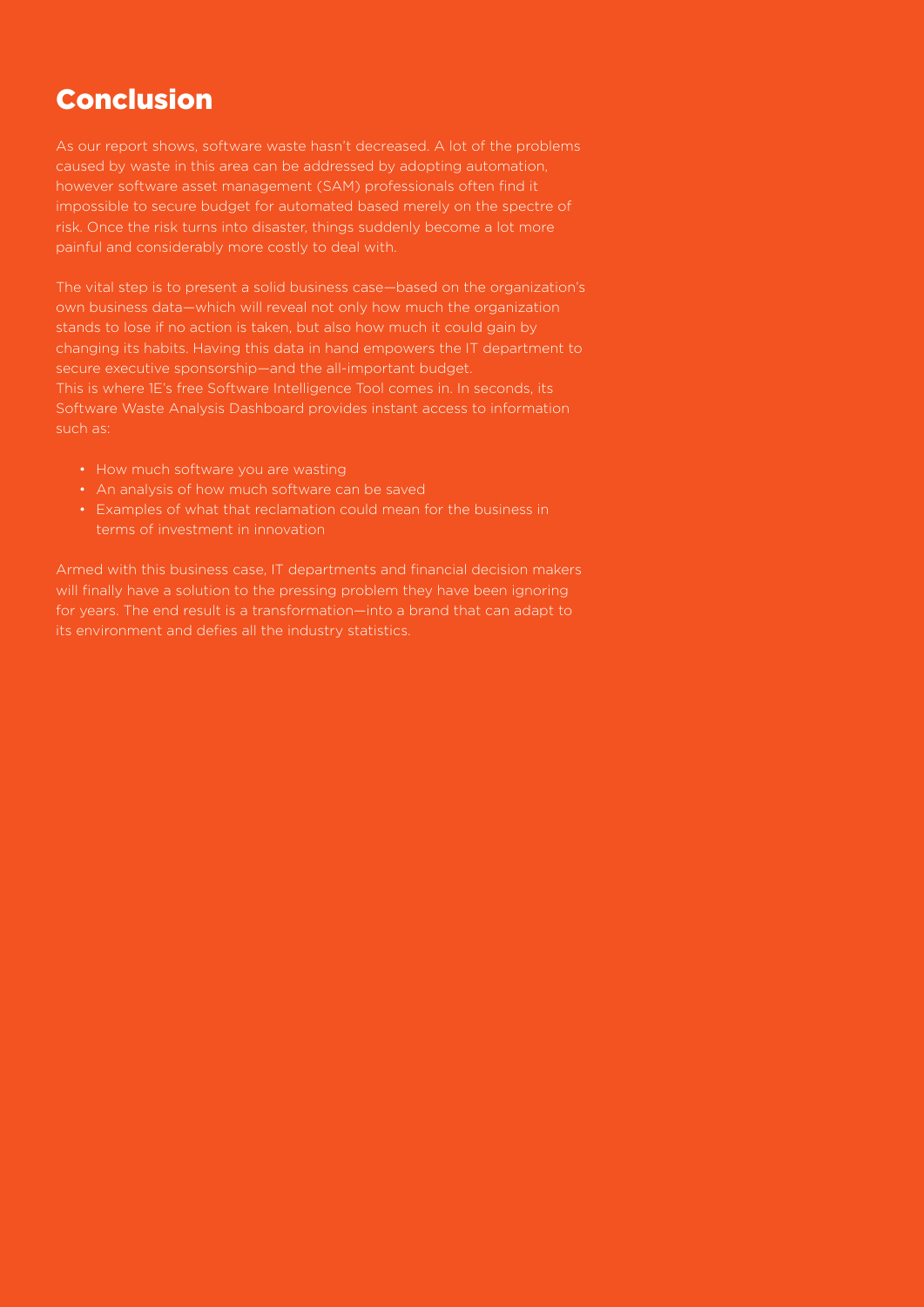# Conclusion

As our report shows, software waste hasn't decreased. A lot of the problems caused by waste in this area can be addressed by adopting automation, however software asset management (SAM) professionals often find it impossible to secure budget for automated based merely on the spectre of risk. Once the risk turns into disaster, things suddenly become a lot more painful and considerably more costly to deal with.

The vital step is to present a solid business case—based on the organization's own business data—which will reveal not only how much the organization stands to lose if no action is taken, but also how much it could gain by changing its habits. Having this data in hand empowers the IT department to secure executive sponsorship—and the all-important budget.
This is where 1E's free Software Intelligence Tool comes in. In seconds, its Software Waste Analysis Dashboard provides instant access to information such as:

- How much software you are wasting
- An analysis of how much software can be saved
- Examples of what that reclamation could mean for the business in terms of investment in innovation

Armed with this business case, IT departments and financial decision makers will finally have a solution to the pressing problem they have been ignoring for years. The end result is a transformation—into a brand that can adapt to its environment and defies all the industry statistics.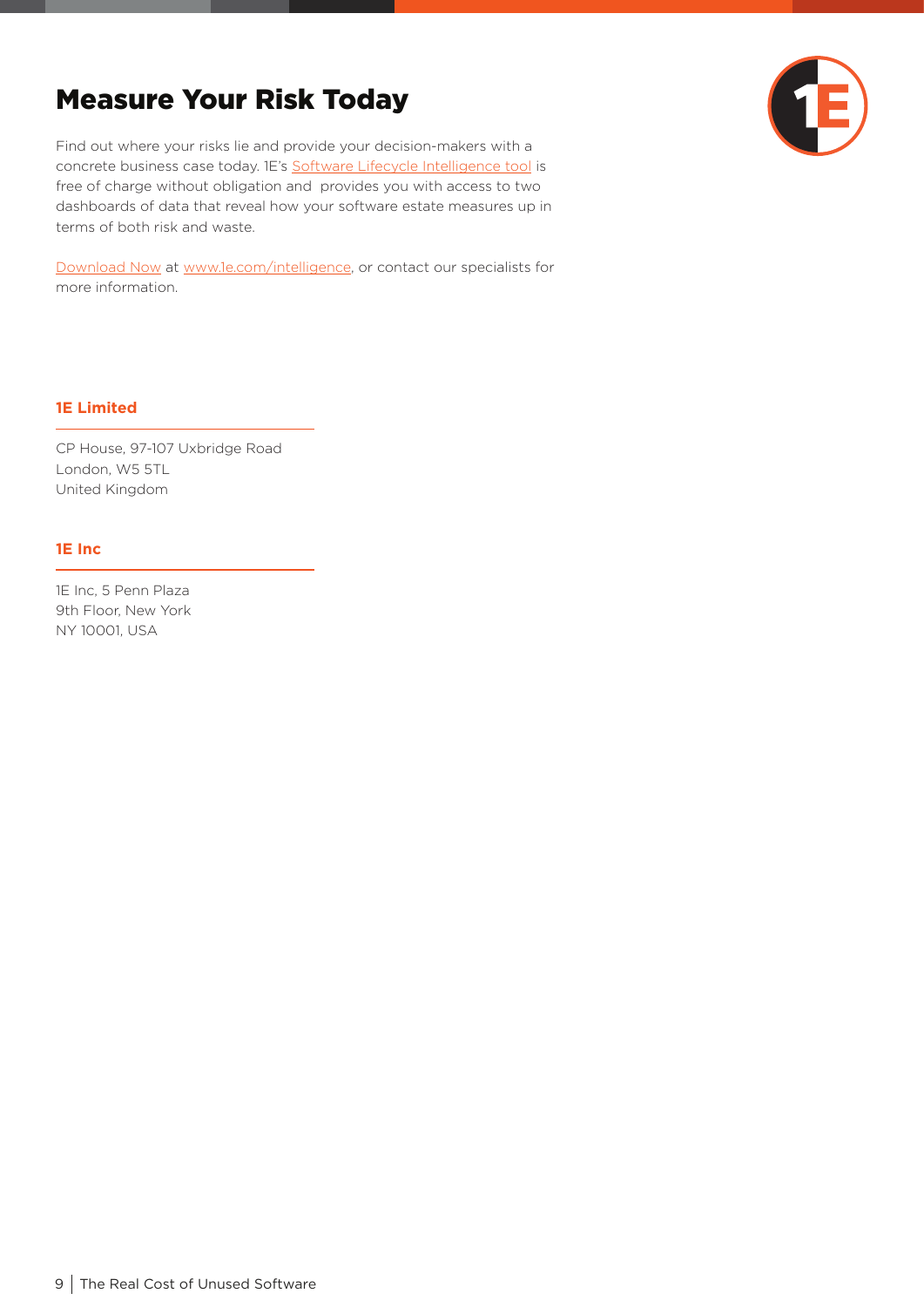# Measure Your Risk Today

Find out where your risks lie and provide your decision-makers with a concrete business case today. 1E's Software Lifecycle Intelligence tool is free of charge without obligation and provides you with access to two dashboards of data that reveal how your software estate measures up in terms of both risk and waste.

Download Now at www.1e.com/intelligence, or contact our specialists for more information.

**1E Limited**

CP House, 97-107 Uxbridge Road
London, W5 5TL
United Kingdom

**1E Inc**

1E Inc, 5 Penn Plaza
9th Floor, New York
NY 10001, USA